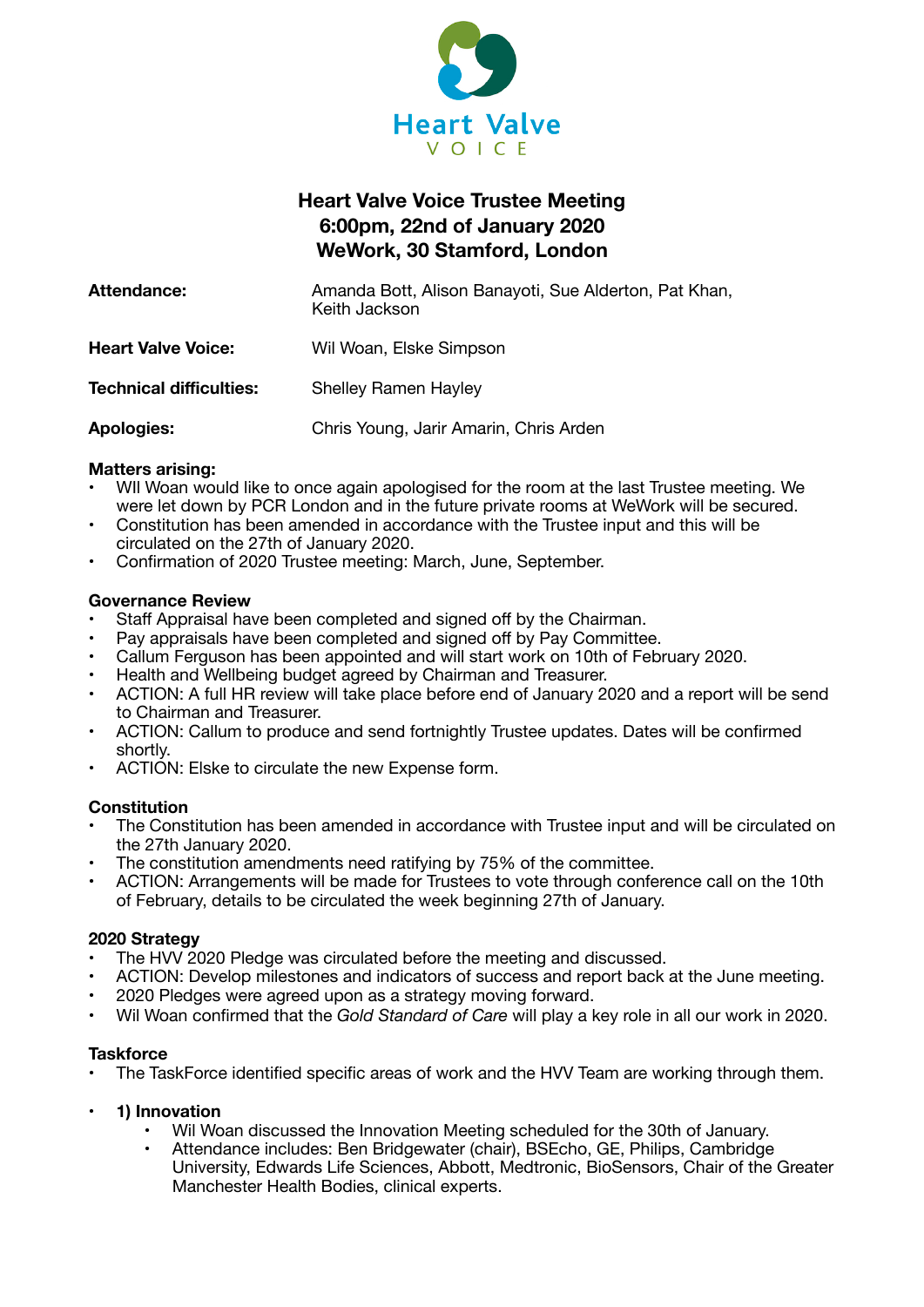Heart Valve
VOICE

# Heart Valve Voice Trustee Meeting
## 6:00pm, 22nd of January 2020
## WeWork, 30 Stamford, London

| | |
|---|---|
| **Attendance:** | Amanda Bott, Alison Banayoti, Sue Alderton, Pat Khan, Keith Jackson |
| **Heart Valve Voice:** | Wil Woan, Elske Simpson |
| **Technical difficulties:** | Shelley Ramen Hayley |
| **Apologies:** | Chris Young, Jarir Amarin, Chris Arden |

**Matters arising:**

- WIl Woan would like to once again apologised for the room at the last Trustee meeting. We were let down by PCR London and in the future private rooms at WeWork will be secured.
- Constitution has been amended in accordance with the Trustee input and this will be circulated on the 27th of January 2020.
- Confirmation of 2020 Trustee meeting: March, June, September.

**Governance Review**

- Staff Appraisal have been completed and signed off by the Chairman.
- Pay appraisals have been completed and signed off by Pay Committee.
- Callum Ferguson has been appointed and will start work on 10th of February 2020.
- Health and Wellbeing budget agreed by Chairman and Treasurer.
- ACTION: A full HR review will take place before end of January 2020 and a report will be send to Chairman and Treasurer.
- ACTION: Callum to produce and send fortnightly Trustee updates. Dates will be confirmed shortly.
- ACTION: Elske to circulate the new Expense form.

**Constitution**

- The Constitution has been amended in accordance with Trustee input and will be circulated on the 27th January 2020.
- The constitution amendments need ratifying by 75% of the committee.
- ACTION: Arrangements will be made for Trustees to vote through conference call on the 10th of February, details to be circulated the week beginning 27th of January.

**2020 Strategy**

- The HVV 2020 Pledge was circulated before the meeting and discussed.
- ACTION: Develop milestones and indicators of success and report back at the June meeting.
- 2020 Pledges were agreed upon as a strategy moving forward.
- Wil Woan confirmed that the *Gold Standard of Care* will play a key role in all our work in 2020.

**Taskforce**

- The TaskForce identified specific areas of work and the HVV Team are working through them.

- **1) Innovation**
  - Wil Woan discussed the Innovation Meeting scheduled for the 30th of January.
  - Attendance includes: Ben Bridgewater (chair), BSEcho, GE, Philips, Cambridge University, Edwards Life Sciences, Abbott, Medtronic, BioSensors, Chair of the Greater Manchester Health Bodies, clinical experts.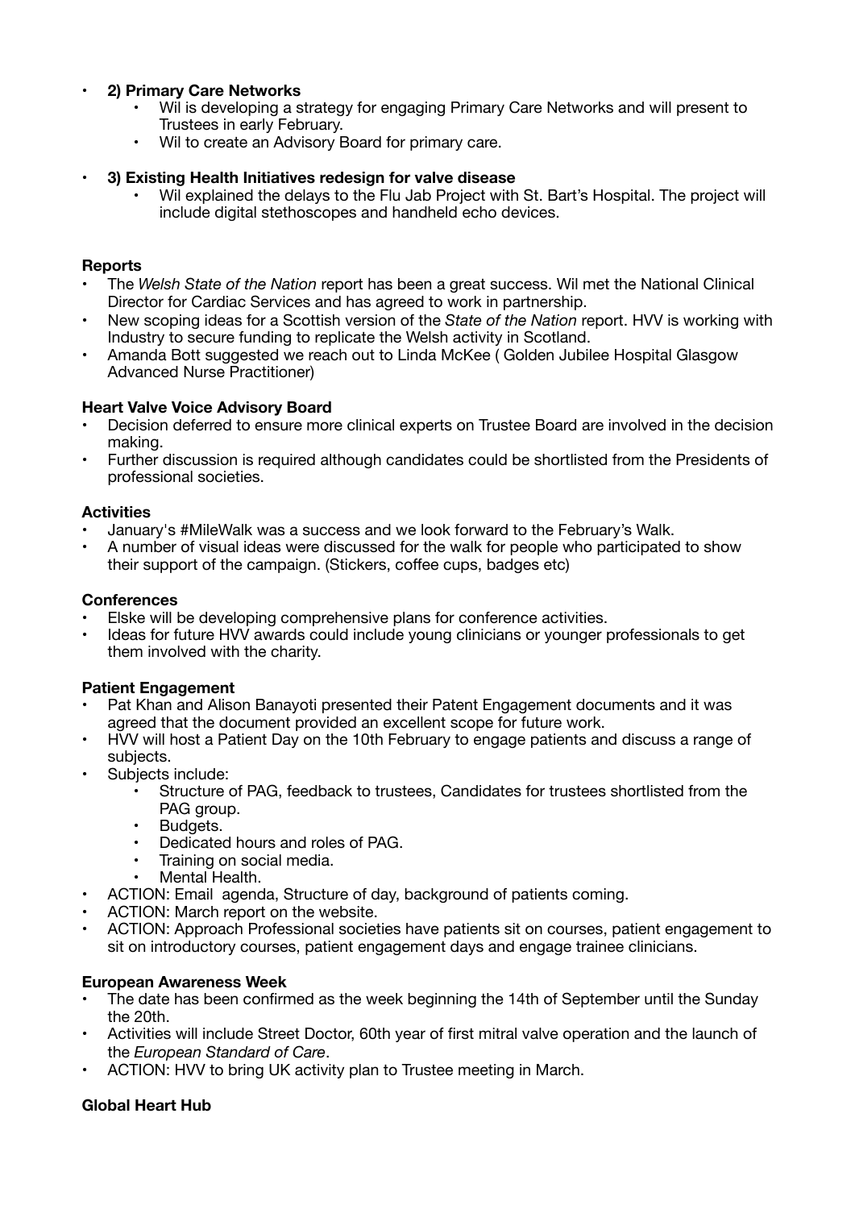- **2) Primary Care Networks**
    - Wil is developing a strategy for engaging Primary Care Networks and will present to Trustees in early February.
    - Wil to create an Advisory Board for primary care.

- **3) Existing Health Initiatives redesign for valve disease**
    - Wil explained the delays to the Flu Jab Project with St. Bart's Hospital. The project will include digital stethoscopes and handheld echo devices.

**Reports**

- The *Welsh State of the Nation* report has been a great success. Wil met the National Clinical Director for Cardiac Services and has agreed to work in partnership.
- New scoping ideas for a Scottish version of the *State of the Nation* report. HVV is working with Industry to secure funding to replicate the Welsh activity in Scotland.
- Amanda Bott suggested we reach out to Linda McKee ( Golden Jubilee Hospital Glasgow Advanced Nurse Practitioner)

**Heart Valve Voice Advisory Board**

- Decision deferred to ensure more clinical experts on Trustee Board are involved in the decision making.
- Further discussion is required although candidates could be shortlisted from the Presidents of professional societies.

**Activities**

- January's #MileWalk was a success and we look forward to the February's Walk.
- A number of visual ideas were discussed for the walk for people who participated to show their support of the campaign. (Stickers, coffee cups, badges etc)

**Conferences**

- Elske will be developing comprehensive plans for conference activities.
- Ideas for future HVV awards could include young clinicians or younger professionals to get them involved with the charity.

**Patient Engagement**

- Pat Khan and Alison Banayoti presented their Patent Engagement documents and it was agreed that the document provided an excellent scope for future work.
- HVV will host a Patient Day on the 10th February to engage patients and discuss a range of subjects.
- Subjects include:
    - Structure of PAG, feedback to trustees, Candidates for trustees shortlisted from the PAG group.
    - Budgets.
    - Dedicated hours and roles of PAG.
    - Training on social media.
    - Mental Health.
- ACTION: Email agenda, Structure of day, background of patients coming.
- ACTION: March report on the website.
- ACTION: Approach Professional societies have patients sit on courses, patient engagement to sit on introductory courses, patient engagement days and engage trainee clinicians.

**European Awareness Week**

- The date has been confirmed as the week beginning the 14th of September until the Sunday the 20th.
- Activities will include Street Doctor, 60th year of first mitral valve operation and the launch of the *European Standard of Care*.
- ACTION: HVV to bring UK activity plan to Trustee meeting in March.

**Global Heart Hub**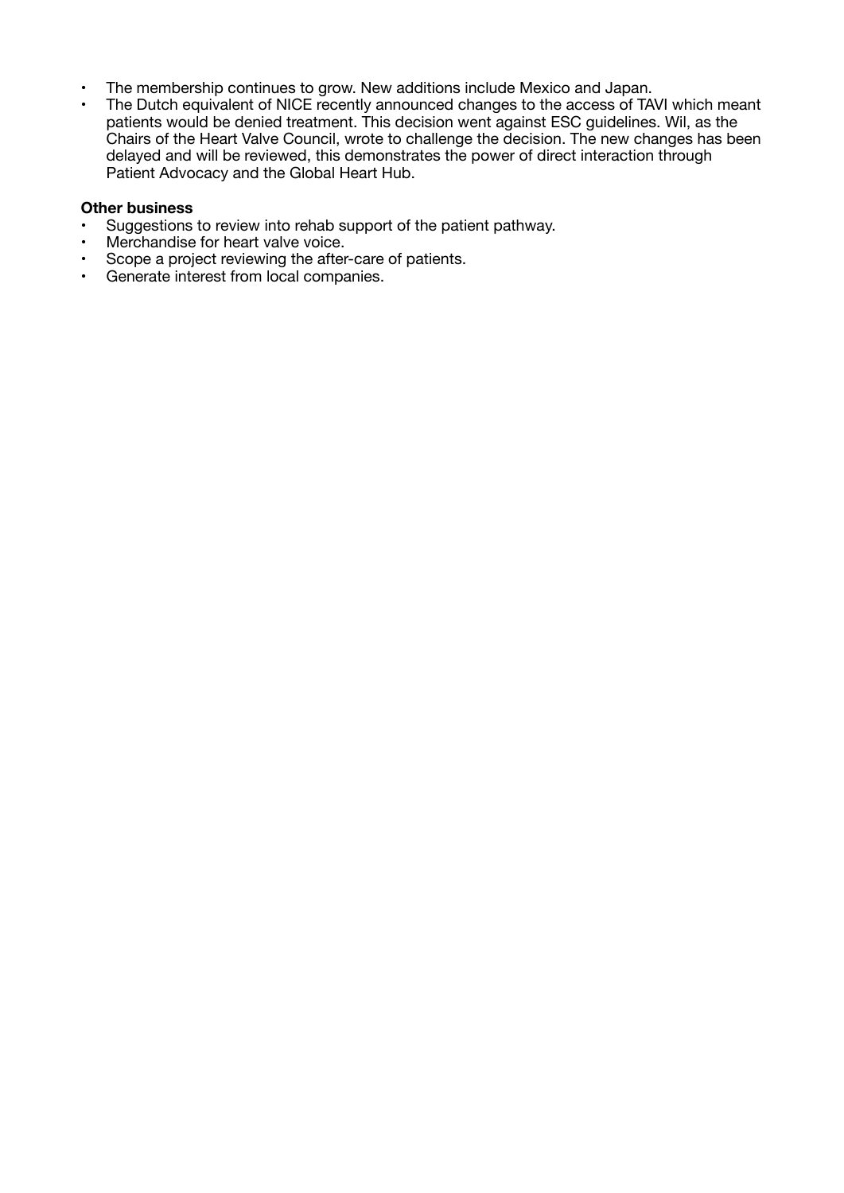- The membership continues to grow. New additions include Mexico and Japan.
- The Dutch equivalent of NICE recently announced changes to the access of TAVI which meant patients would be denied treatment. This decision went against ESC guidelines. Wil, as the Chairs of the Heart Valve Council, wrote to challenge the decision. The new changes has been delayed and will be reviewed, this demonstrates the power of direct interaction through Patient Advocacy and the Global Heart Hub.

**Other business**

- Suggestions to review into rehab support of the patient pathway.
- Merchandise for heart valve voice.
- Scope a project reviewing the after-care of patients.
- Generate interest from local companies.